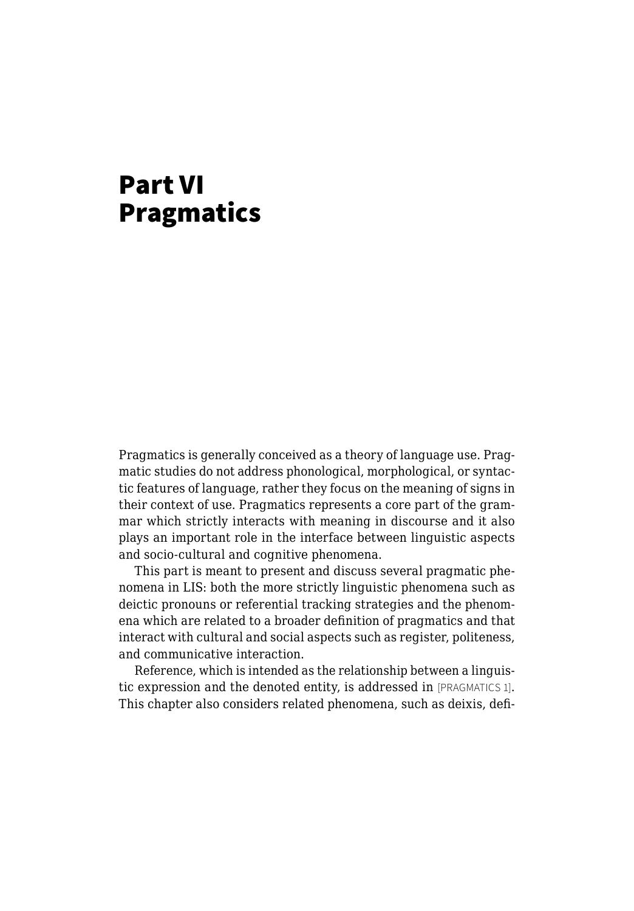# Part VI
# Pragmatics

Pragmatics is generally conceived as a theory of language use. Pragmatic studies do not address phonological, morphological, or syntactic features of language, rather they focus on the meaning of signs in their context of use. Pragmatics represents a core part of the grammar which strictly interacts with meaning in discourse and it also plays an important role in the interface between linguistic aspects and socio-cultural and cognitive phenomena.

This part is meant to present and discuss several pragmatic phenomena in LIS: both the more strictly linguistic phenomena such as deictic pronouns or referential tracking strategies and the phenomena which are related to a broader definition of pragmatics and that interact with cultural and social aspects such as register, politeness, and communicative interaction.

Reference, which is intended as the relationship between a linguistic expression and the denoted entity, is addressed in [PRAGMATICS 1]. This chapter also considers related phenomena, such as deixis, defi-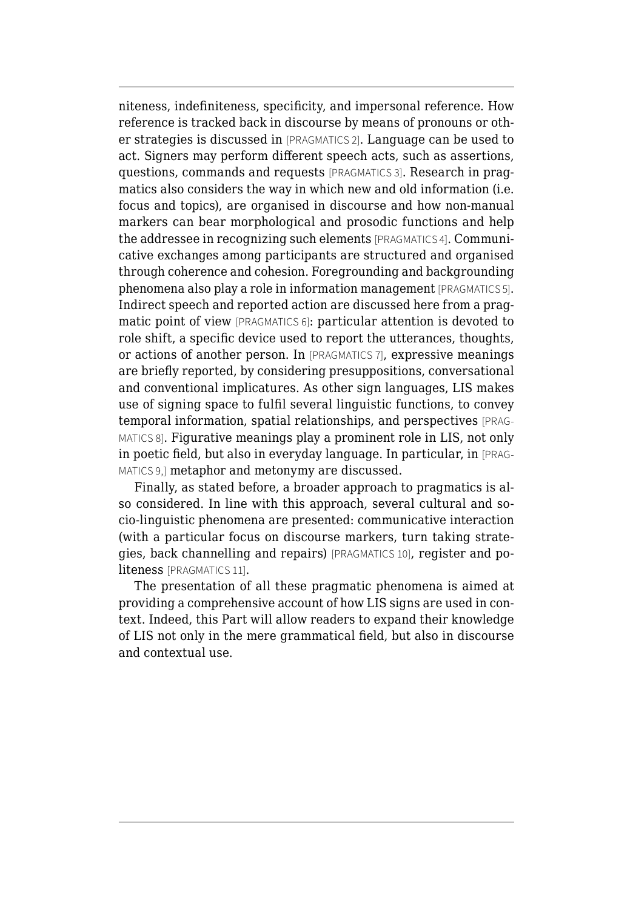niteness, indefiniteness, specificity, and impersonal reference. How reference is tracked back in discourse by means of pronouns or other strategies is discussed in [PRAGMATICS 2]. Language can be used to act. Signers may perform different speech acts, such as assertions, questions, commands and requests [PRAGMATICS 3]. Research in pragmatics also considers the way in which new and old information (i.e. focus and topics), are organised in discourse and how non-manual markers can bear morphological and prosodic functions and help the addressee in recognizing such elements [PRAGMATICS 4]. Communicative exchanges among participants are structured and organised through coherence and cohesion. Foregrounding and backgrounding phenomena also play a role in information management [PRAGMATICS 5]. Indirect speech and reported action are discussed here from a pragmatic point of view [PRAGMATICS 6]: particular attention is devoted to role shift, a specific device used to report the utterances, thoughts, or actions of another person. In [PRAGMATICS 7], expressive meanings are briefly reported, by considering presuppositions, conversational and conventional implicatures. As other sign languages, LIS makes use of signing space to fulfil several linguistic functions, to convey temporal information, spatial relationships, and perspectives [PRAGMATICS 8]. Figurative meanings play a prominent role in LIS, not only in poetic field, but also in everyday language. In particular, in [PRAGMATICS 9,] metaphor and metonymy are discussed.

Finally, as stated before, a broader approach to pragmatics is also considered. In line with this approach, several cultural and socio-linguistic phenomena are presented: communicative interaction (with a particular focus on discourse markers, turn taking strategies, back channelling and repairs) [PRAGMATICS 10], register and politeness [PRAGMATICS 11].

The presentation of all these pragmatic phenomena is aimed at providing a comprehensive account of how LIS signs are used in context. Indeed, this Part will allow readers to expand their knowledge of LIS not only in the mere grammatical field, but also in discourse and contextual use.